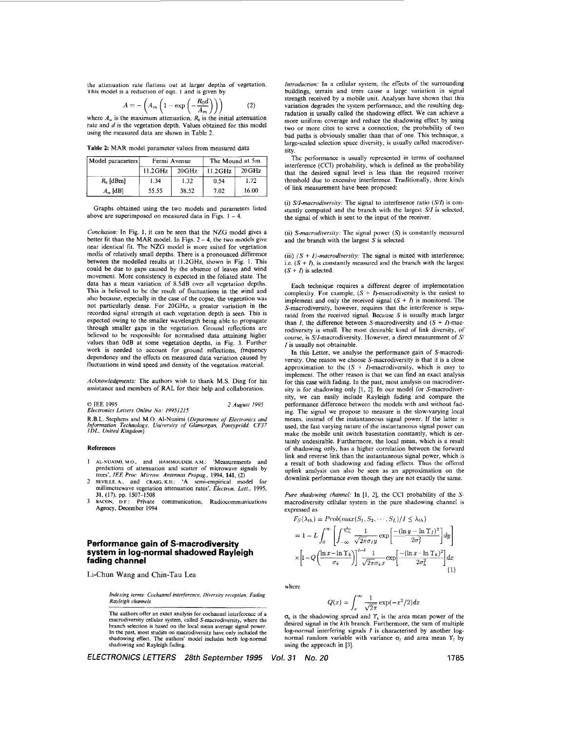the attenuation rate flattens out at larger depths of vegetation. This model is a reduction of eqn. 1 and is given by

$$A = -\left(A_m\left(1 - \exp\left(-\frac{R_0 d}{A_m}\right)\right)\right) \tag{2}$$

where $A_m$ is the maximum attenuation, $R_0$ is the initial attenuation rate and $d$ is the vegetation depth. Values obtained for this model using the measured data are shown in Table 2.

**Table 2:** MAR model parameter values from measured data

| Model parameters | Fermi Avenue | | The Mound at 5m | |
|---|---|---|---|---|
| | 11.2GHz | 20GHz | 11.2GHz | 20GHz |
| $R_0$ [dBm] | 1.34 | 1.32 | 0.54 | 1.72 |
| $A_m$ [dB] | 55.55 | 38.52 | 7.02 | 16.00 |

Graphs obtained using the two models and parameters listed above are superimposed on measured data in Figs. 1 – 4.

*Conclusion:* In Fig. 1, it can be seen that the NZG model gives a better fit than the MAR model. In Figs. 2 – 4, the two models give near identical fit. The NZG model is more suited for vegetation media of relatively small depths. There is a pronounced difference between the modelled results at 11.2GHz, shown in Fig. 1. This could be due to gaps caused by the absence of leaves and wind movement. More consistency is expected in the foliated state. The data has a mean variation of 8.5dB over all vegetation depths. This is believed to be the result of fluctuations in the wind and also because, especially in the case of the copse, the vegetation was not particularly dense. For 20GHz, a greater variation in the recorded signal strength at each vegetation depth is seen. This is expected owing to the smaller wavelength being able to propagate through smaller gaps in the vegetation. Ground reflections are believed to be responsible for normalised data attaining higher values than 0dB at some vegetation depths, in Fig. 3. Further work is needed to account for ground reflections, frequency dependency and the effects on measured data variation caused by fluctuations in wind speed and density of the vegetation material.

*Acknowledgments:* The authors wish to thank M.S. Ding for his assistance and members of RAL for their help and collaboration.

© IEE 1995 — 2 August 1995
*Electronics Letters Online No: 19951215*

R.B.L. Stephens and M.O. Al-Nuaimi (*Department of Electronics and Information Technology, University of Glamorgan, Pontypridd, CF37 1DL, United Kingdom*)

## References

1. AL-NUAIMI, M.O., and HAMMOUDEH, A.M.: 'Measurements and predictions of attenuation and scatter of microwave signals by trees', *IEE Proc. Microw. Antennas Propag.*, 1994, **141**, (2)
2. SEVILLE, A., and CRAIG, K.H.: 'A semi-empirical model for millimetrewave vegetation attenuation rates', *Electron. Lett.*, 1995, **31**, (17), pp. 1507–1508
3. BACON, D.F.: Private communication, Radiocommunications Agency, December 1994

# Performance gain of S-macrodiversity system in log-normal shadowed Rayleigh fading channel

Li-Chun Wang and Chin-Tau Lea

*Indexing terms: Cochannel interference, Diversity reception, Fading Rayleigh channels*

The authors offer an exact analysis for cochannel interference of a macrodiversity cellular system, called S-macrodiversity, where the branch selection is based on the local mean average signal power. In the past, most studies on macrodiversity have only included the shadowing effect. The authors' model includes both log-normal shadowing and Rayleigh fading.

*Introduction:* In a cellular system, the effects of the surrounding buildings, terrain and trees cause a large variation in signal strength received by a mobile unit. Analyses have shown that this variation degrades the system performance, and the resulting degradation is usually called the shadowing effect. We can achieve a more uniform coverage and reduce the shadowing effect by using two or more cites to serve a connection; the probability of two bad paths is obviously smaller than that of one. This technique, a large-scaled selection space diversity, is usually called macrodiversity.

The performance is usually represented in terms of cochannel interference (CCI) probability, which is defined as the probability that the desired signal level is less than the required receiver threshold due to excessive interference. Traditionally, three kinds of link measurement have been proposed:

(i) *S/I-macrodiversity:* The signal to interference ratio (*S/I*) is constantly computed and the branch with the largest *S/I* is selected, the signal of which is sent to the input of the receiver.

(ii) *S-macrodiversity:* The signal power (*S*) is constantly measured and the branch with the largest *S* is selected.

(iii) *(S + I)-macrodiversity:* The signal is mixed with interference; i.e. (*S* + *I*), is constantly measured and the branch with the largest (*S* + *I*) is selected.

Each technique requires a different degree of implementation complexity. For example, (*S* + *I*)-macrodiversity is the easiest to implement and only the received signal (*S* + *I*) is monitored. The *S*-macrodiversity, however, requires that the interference is separated from the received signal. Because *S* is usually much larger than *I*, the difference between *S*-macrodiversity and (*S* + *I*)-macrodiversity is small. The most desirable kind of link diversity, of course, is *S/I*-macrodiversity. However, a direct measurement of *S/I* is usually not obtainable.

In this Letter, we analyse the performance gain of *S*-macrodiversity. One reason we choose *S*-macrodiversity is that it is a close approximation to the (*S* + *I*)-macrodiversity, which is easy to implement. The other reason is that we can find an exact analysis for this case with fading. In the past, most analysis on macrodiversity is for shadowing only [1, 2]. In our model for *S*-macrodiversity, we can easily include Rayleigh fading and compare the performance difference between the models with and without fading. The signal we propose to measure is the slow-varying local means, instead of the instantaneous signal power. If the latter is used, the fast varying nature of the instantaneous signal power can make the mobile unit switch basestation constantly, which is certainly undesirable. Furthermore, the local mean, which is a result of shadowing only, has a higher correlation between the forward link and reverse link than the instantaneous signal power, which is a result of both shadowing and fading effects. Thus the offered uplink analysis can also be seen as an approximation on the downlink performance even though they are not exactly the same.

*Pure shadowing channel:* In [1, 2], the CCI probability of the *S*-macrodiversity cellular system in the pure shadowing channel is expressed as

$$\begin{aligned} F_S(\lambda_{th}) &= Prob(max(S_1, S_2, \cdots, S_L)/I \le \lambda_{th}) \\ &= 1 - L\int_0^\infty \left[\int_{-\infty}^{\frac{x}{\lambda_{th}}} \frac{1}{\sqrt{2\pi}\sigma_I y}\exp\left[\frac{-(\ln y - \ln \Upsilon_I)^2}{2\sigma_I^2}\right]dy\right] \\ &\quad \times\left[1 - Q\left(\frac{\ln x - \ln \Upsilon_k}{\sigma_k}\right)\right]^{L-1}\frac{1}{\sqrt{2\pi}\sigma_k x}\exp\left[\frac{-(\ln x - \ln \Upsilon_k)^2}{2\sigma_k^2}\right]dx \end{aligned} \tag{1}$$

where

$$Q(x) = \int_x^\infty \frac{1}{\sqrt{2\pi}}\exp(-x^2/2)dx$$

$\sigma_k$ is the shadowing spread and $\Upsilon_k$ is the area mean power of the desired signal in the $k$th branch. Furthermore, the sum of multiple log-normal interfering signals $I$ is characterised by another log-normal random variable with variance $\sigma_I$ and area mean $\Upsilon_I$ by using the approach in [3].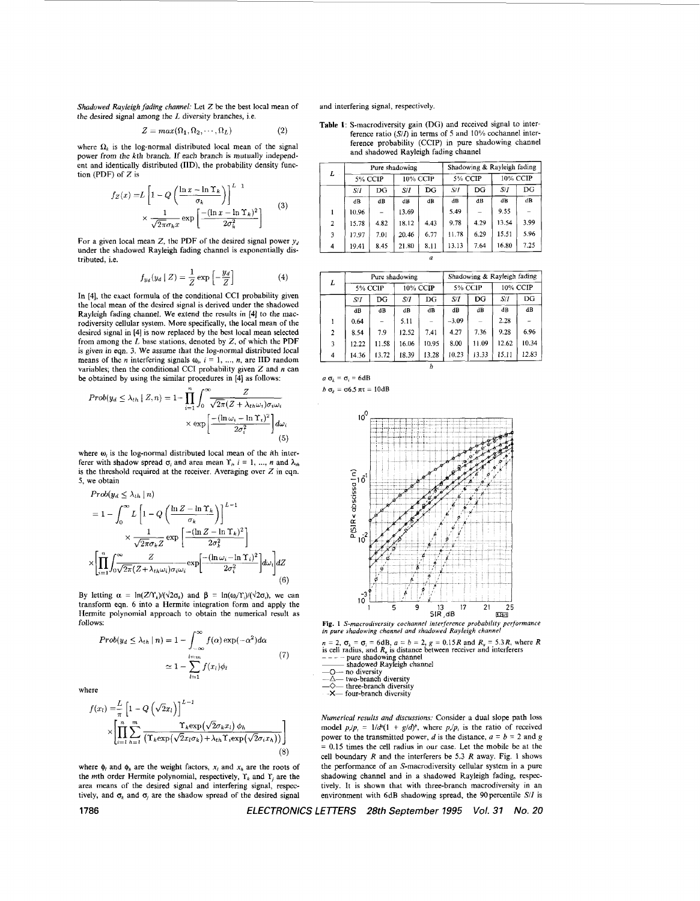*Shadowed Rayleigh fading channel:* Let $Z$ be the best local mean of the desired signal among the $L$ diversity branches, i.e.

$$Z = max(\Omega_1, \Omega_2, \cdots, \Omega_L) \tag{2}$$

where $\Omega_k$ is the log-normal distributed local mean of the signal power from the $k$th branch. If each branch is mutually independent and identically distributed (IID), the probability density function (PDF) of $Z$ is

$$f_Z(x) = L\left[1 - Q\left(\frac{\ln x - \ln \Upsilon_k}{\sigma_k}\right)\right]^{L-1} \times \frac{1}{\sqrt{2\pi}\sigma_k x}\exp\left[\frac{-(\ln x - \ln \Upsilon_k)^2}{2\sigma_k^2}\right] \tag{3}$$

For a given local mean $Z$, the PDF of the desired signal power $y_d$ under the shadowed Rayleigh fading channel is exponentially distributed, i.e.

$$f_{y_d}(y_d \mid Z) = \frac{1}{Z}\exp\left[-\frac{y_d}{Z}\right] \tag{4}$$

In [4], the exact formula of the conditional CCI probability given the local mean of the desired signal is derived under the shadowed Rayleigh fading channel. We extend the results in [4] to the macrodiversity cellular system. More specifically, the local mean of the desired signal in [4] is now replaced by the best local mean selected from among the $L$ base stations, denoted by $Z$, of which the PDF is given in eqn. 3. We assume that the log-normal distributed local means of the $n$ interfering signals $\omega_i$, $i = 1, ..., n$, are IID random variables; then the conditional CCI probability given $Z$ and $n$ can be obtained by using the similar procedures in [4] as follows:

$$Prob(y_d \le \lambda_{th} \mid Z, n) = 1 - \prod_{i=1}^{n}\int_0^\infty \frac{Z}{\sqrt{2\pi}(Z + \lambda_{th}\omega_i)\sigma_i\omega_i} \times \exp\left[\frac{-(\ln\omega_i - \ln\Upsilon_i)^2}{2\sigma_i^2}\right]d\omega_i \tag{5}$$

where $\omega_i$ is the log-normal distributed local mean of the $i$th interferer with shadow spread $\sigma_i$ and area mean $\Upsilon_i$, $i = 1, ..., n$ and $\lambda_{th}$ is the threshold required at the receiver. Averaging over $Z$ in eqn. 5, we obtain

$$\begin{aligned}
&Prob(y_d \le \lambda_{th} \mid n) \\
&= 1 - \int_0^\infty L\left[1 - Q\left(\frac{\ln Z - \ln\Upsilon_k}{\sigma_k}\right)\right]^{L-1} \times \frac{1}{\sqrt{2\pi}\sigma_k Z}\exp\left[\frac{-(\ln Z - \ln\Upsilon_k)^2}{2\sigma_k^2}\right] \\
&\times\left[\prod_{i=1}^{n}\int_0^\infty \frac{Z}{\sqrt{2\pi}(Z+\lambda_{th}\omega_i)\sigma_i\omega_i}\exp\left[\frac{-(\ln\omega_i - \ln\Upsilon_i)^2}{2\sigma_i^2}\right]d\omega_i\right]dZ
\end{aligned} \tag{6}$$

By letting $\alpha = \ln(Z/\Upsilon_k)/(\sqrt{2}\sigma_k)$ and $\beta = \ln(\omega_i/\Upsilon_i)/(\sqrt{2}\sigma_i)$, we can transform eqn. 6 into a Hermite integration form and apply the Hermite polynomial approach to obtain the numerical result as follows:

$$Prob(y_d \le \lambda_{th} \mid n) = 1 - \int_{-\infty}^{\infty} f(\alpha)\exp(-\alpha^2)d\alpha \simeq 1 - \sum_{l=1}^{l=m} f(x_l)\phi_l \tag{7}$$

where

$$f(x_l) = \frac{L}{\pi}\left[1 - Q\left(\sqrt{2}x_l\right)\right]^{L-1} \times \left[\prod_{i=1}^{n}\sum_{h=1}^{m}\frac{\Upsilon_k\exp(\sqrt{2}\sigma_k x_l)\,\phi_h}{(\Upsilon_k\exp(\sqrt{2}x_l\sigma_k) + \lambda_{th}\Upsilon_i\exp(\sqrt{2}\sigma_i x_h))}\right] \tag{8}$$

where $\phi_l$ and $\phi_h$ are the weight factors, $x_l$ and $x_h$ are the roots of the $m$th order Hermite polynomial, respectively, $\Upsilon_k$ and $\Upsilon_i$ are the area means of the desired signal and interfering signal, respectively, and $\sigma_k$ and $\sigma_i$ are the shadow spread of the desired signal and interfering signal, respectively.

**Table 1:** S-macrodiversity gain (DG) and received signal to interference ratio ($S/I$) in terms of 5 and 10% cochannel interference probability (CCIP) in pure shadowing channel and shadowed Rayleigh fading channel

| $L$ | Pure shadowing | | | | Shadowing & Rayleigh fading | | | |
|---|---|---|---|---|---|---|---|---|
| | 5% CCIP | | 10% CCIP | | 5% CCIP | | 10% CCIP | |
| | $S/I$ | DG | $S/I$ | DG | $S/I$ | DG | $S/I$ | DG |
| | dB | dB | dB | dB | dB | dB | dB | dB |
| 1 | 10.96 | – | 13.69 | | 5.49 | – | 9.55 | – |
| 2 | 15.78 | 4.82 | 18.12 | 4.43 | 9.78 | 4.29 | 13.54 | 3.99 |
| 3 | 17.97 | 7.01 | 20.46 | 6.77 | 11.78 | 6.29 | 15.51 | 5.96 |
| 4 | 19.41 | 8.45 | 21.80 | 8.11 | 13.13 | 7.64 | 16.80 | 7.25 |

*a*

| $L$ | Pure shadowing | | | | Shadowing & Rayleigh fading | | | |
|---|---|---|---|---|---|---|---|---|
| | 5% CCIP | | 10% CCIP | | 5% CCIP | | 10% CCIP | |
| | $S/I$ | DG | $S/I$ | DG | $S/I$ | DG | $S/I$ | DG |
| | dB | dB | dB | dB | dB | dB | dB | dB |
| 1 | 0.64 | – | 5.11 | – | -3.09 | – | 2.28 | – |
| 2 | 8.54 | 7.9 | 12.52 | 7.41 | 4.27 | 7.36 | 9.28 | 6.96 |
| 3 | 12.22 | 11.58 | 16.06 | 10.95 | 8.00 | 11.09 | 12.62 | 10.34 |
| 4 | 14.36 | 13.72 | 18.39 | 13.28 | 10.23 | 13.33 | 15.11 | 12.83 |

*b*

*a* $\sigma_k = \sigma_i = 6$dB

*b* $\sigma_k = \sigma6.5\pi\tau = 10$dB

**Fig. 1** *S-macrodiversity cochannel interference probability performance in pure shadowing channel and shadowed Rayleigh channel*

$n = 2$, $\sigma_k = \sigma_i = 6$dB, $a = b = 2$, $g = 0.15R$ and $R_u = 5.3R$, where $R$ is cell radius, and $R_u$ is distance between receiver and interferers

- - - - pure shadowing channel
——— shadowed Rayleigh channel
—O— no diversity
—Δ— two-branch diversity
—◇— three-branch diversity
—X— four-branch diversity

*Numerical results and discussions:* Consider a dual slope path loss model $p_r/p_t = 1/d^a(1 + g/d)^b$, where $p_r/p_t$ is the ratio of received power to the transmitted power, $d$ is the distance, $a = b = 2$ and $g = 0.15$ times the cell radius in our case. Let the mobile be at the cell boundary $R$ and the interferers be 5.3 $R$ away. Fig. 1 shows the performance of an S-macrodiversity cellular system in a pure shadowing channel and in a shadowed Rayleigh fading, respectively. It is shown that with three-branch macrodiversity in an environment with 6dB shadowing spread, the 90 percentile $S/I$ is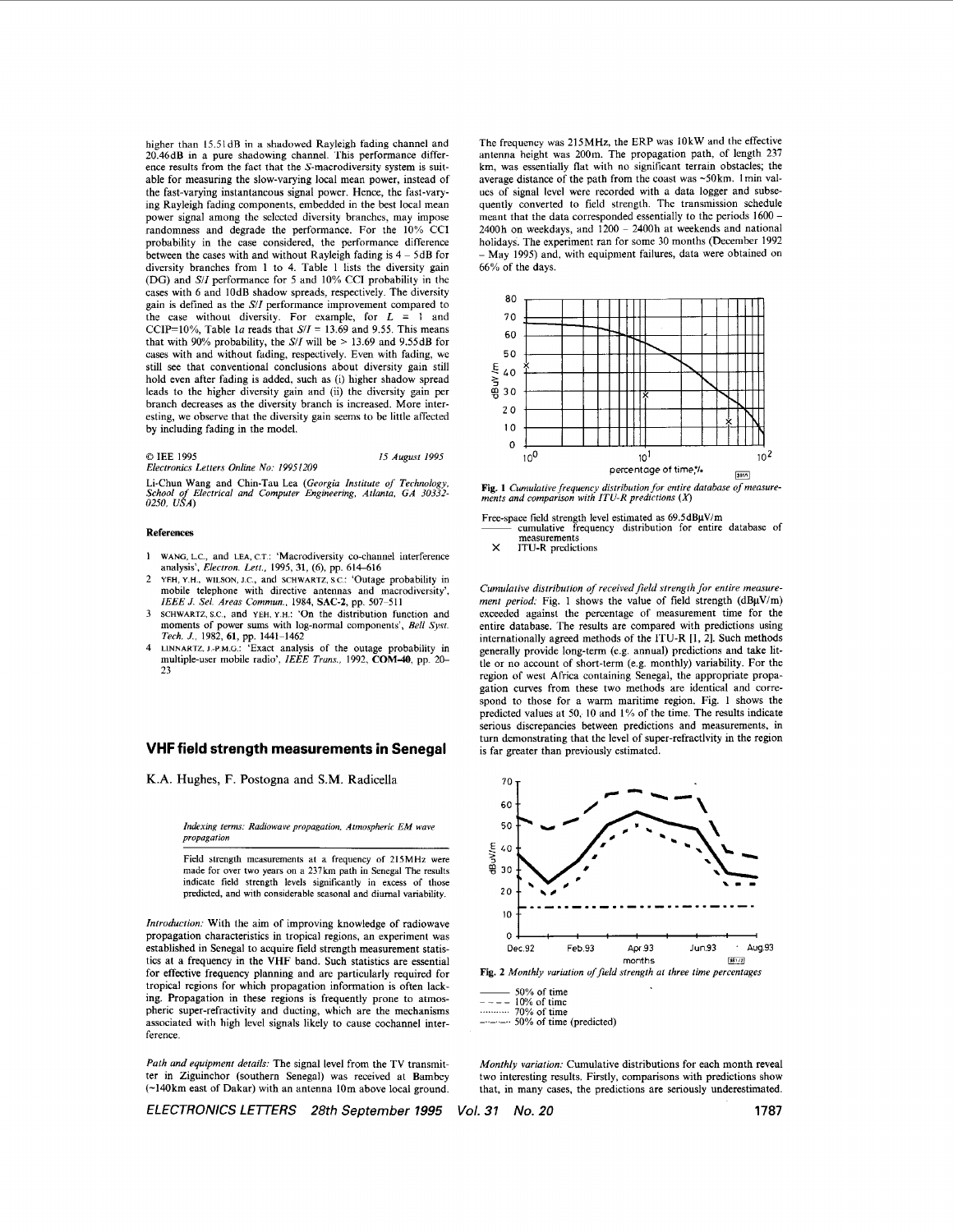higher than 15.51dB in a shadowed Rayleigh fading channel and 20.46dB in a pure shadowing channel. This performance difference results from the fact that the $S$-macrodiversity system is suitable for measuring the slow-varying local mean power, instead of the fast-varying instantaneous signal power. Hence, the fast-varying Rayleigh fading components, embedded in the best local mean power signal among the selected diversity branches, may impose randomness and degrade the performance. For the 10% CCI probability in the case considered, the performance difference between the cases with and without Rayleigh fading is 4 – 5dB for diversity branches from 1 to 4. Table 1 lists the diversity gain (DG) and $S/I$ performance for 5 and 10% CCI probability in the cases with 6 and 10dB shadow spreads, respectively. The diversity gain is defined as the $S/I$ performance improvement compared to the case without diversity. For example, for $L = 1$ and CCIP=10%, Table 1$a$ reads that $S/I = 13.69$ and 9.55. This means that with 90% probability, the $S/I$ will be > 13.69 and 9.55dB for cases with and without fading, respectively. Even with fading, we still see that conventional conclusions about diversity gain still hold even after fading is added, such as (i) higher shadow spread leads to the higher diversity gain and (ii) the diversity gain per branch decreases as the diversity branch is increased. More interesting, we observe that the diversity gain seems to be little affected by including fading in the model.

© IEE 1995 — *15 August 1995*

*Electronics Letters Online No: 19951209*

Li-Chun Wang and Chin-Tau Lea (*Georgia Institute of Technology, School of Electrical and Computer Engineering, Atlanta, GA 30332-0250, USA*)

### References

1. WANG, L.C., and LEA, C.T.: 'Macrodiversity co-channel interference analysis', *Electron. Lett.*, 1995, 31, (6), pp. 614–616
2. YEH, Y.H., WILSON, J.C., and SCHWARTZ, S.C.: 'Outage probability in mobile telephone with directive antennas and macrodiversity', *IEEE J. Sel. Areas Commun.*, 1984, **SAC-2**, pp. 507–511
3. SCHWARTZ, S.C., and YEH, Y.H.: 'On the distribution function and moments of power sums with log-normal components', *Bell Syst. Tech. J.*, 1982, **61**, pp. 1441–1462
4. LINNARTZ, J.-P.M.G.: 'Exact analysis of the outage probability in multiple-user mobile radio', *IEEE Trans.*, 1992, **COM-40**, pp. 20–23

## VHF field strength measurements in Senegal

K.A. Hughes, F. Postogna and S.M. Radicella

*Indexing terms: Radiowave propagation, Atmospheric EM wave propagation*

Field strength measurements at a frequency of 215MHz were made for over two years on a 237km path in Senegal The results indicate field strength levels significantly in excess of those predicted, and with considerable seasonal and diurnal variability.

*Introduction:* With the aim of improving knowledge of radiowave propagation characteristics in tropical regions, an experiment was established in Senegal to acquire field strength measurement statistics at a frequency in the VHF band. Such statistics are essential for effective frequency planning and are particularly required for tropical regions for which propagation information is often lacking. Propagation in these regions is frequently prone to atmospheric super-refractivity and ducting, which are the mechanisms associated with high level signals likely to cause cochannel interference.

*Path and equipment details:* The signal level from the TV transmitter in Ziguinchor (southern Senegal) was received at Bambey (~140km east of Dakar) with an antenna 10m above local ground. The frequency was 215MHz, the ERP was 10kW and the effective antenna height was 200m. The propagation path, of length 237 km, was essentially flat with no significant terrain obstacles; the average distance of the path from the coast was ~50km. 1min values of signal level were recorded with a data logger and subsequently converted to field strength. The transmission schedule meant that the data corresponded essentially to the periods 1600 – 2400h on weekdays, and 1200 – 2400h at weekends and national holidays. The experiment ran for some 30 months (December 1992 – May 1995) and, with equipment failures, data were obtained on 66% of the days.

80
70
60
50
40
30
20
10
0
dBuV/m
$10^0$
$10^1$
$10^2$
percentage of time,%

**Fig. 1** *Cumulative frequency distribution for entire database of measurements and comparison with ITU-R predictions (X)*

Free-space field strength level estimated as 69.5dBμV/m
—— cumulative frequency distribution for entire database of measurements
X ITU-R predictions

*Cumulative distribution of received field strength for entire measurement period:* Fig. 1 shows the value of field strength (dBμV/m) exceeded against the percentage of measurement time for the entire database. The results are compared with predictions using internationally agreed methods of the ITU-R [1, 2]. Such methods generally provide long-term (e.g. annual) predictions and take little or no account of short-term (e.g. monthly) variability. For the region of west Africa containing Senegal, the appropriate propagation curves from these two methods are identical and correspond to those for a warm maritime region. Fig. 1 shows the predicted values at 50, 10 and 1% of the time. The results indicate serious discrepancies between predictions and measurements, in turn demonstrating that the level of super-refractivity in the region is far greater than previously estimated.

70
60
50
40
30
20
10
0
dBuV/m
Dec.92
Feb.93
Apr.93
Jun.93
Aug.93
months

**Fig. 2** *Monthly variation of field strength at three time percentages*

—— 50% of time
- - - - 10% of time
·········· 70% of time
—·—·— 50% of time (predicted)

*Monthly variation:* Cumulative distributions for each month reveal two interesting results. Firstly, comparisons with predictions show that, in many cases, the predictions are seriously underestimated.